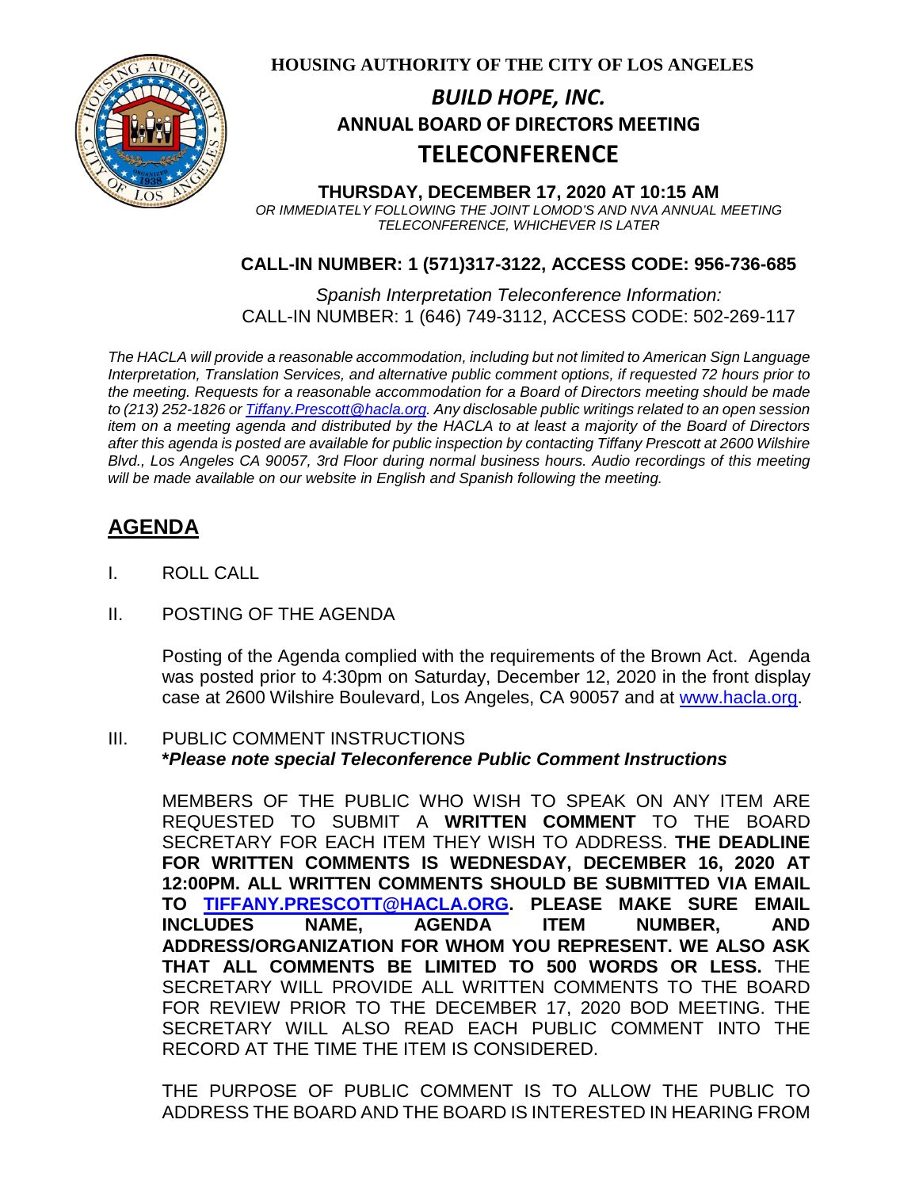**HOUSING AUTHORITY OF THE CITY OF LOS ANGELES**

# *BUILD HOPE, INC.*

## ANNUAL BOARD OF DIRECTORS MEETING

# TELECONFERENCE

**THURSDAY, DECEMBER 17, 2020 AT 10:15 AM**

*OR IMMEDIATELY FOLLOWING THE JOINT LOMOD'S AND NVA ANNUAL MEETING TELECONFERENCE, WHICHEVER IS LATER*

**CALL-IN NUMBER: 1 (571)317-3122, ACCESS CODE: 956-736-685**

*Spanish Interpretation Teleconference Information:*
CALL-IN NUMBER: 1 (646) 749-3112, ACCESS CODE: 502-269-117

*The HACLA will provide a reasonable accommodation, including but not limited to American Sign Language Interpretation, Translation Services, and alternative public comment options, if requested 72 hours prior to the meeting. Requests for a reasonable accommodation for a Board of Directors meeting should be made to (213) 252-1826 or Tiffany.Prescott@hacla.org. Any disclosable public writings related to an open session item on a meeting agenda and distributed by the HACLA to at least a majority of the Board of Directors after this agenda is posted are available for public inspection by contacting Tiffany Prescott at 2600 Wilshire Blvd., Los Angeles CA 90057, 3rd Floor during normal business hours. Audio recordings of this meeting will be made available on our website in English and Spanish following the meeting.*

## AGENDA

I. ROLL CALL

II. POSTING OF THE AGENDA

Posting of the Agenda complied with the requirements of the Brown Act. Agenda was posted prior to 4:30pm on Saturday, December 12, 2020 in the front display case at 2600 Wilshire Boulevard, Los Angeles, CA 90057 and at www.hacla.org.

III. PUBLIC COMMENT INSTRUCTIONS
***Please note special Teleconference Public Comment Instructions***

MEMBERS OF THE PUBLIC WHO WISH TO SPEAK ON ANY ITEM ARE REQUESTED TO SUBMIT A **WRITTEN COMMENT** TO THE BOARD SECRETARY FOR EACH ITEM THEY WISH TO ADDRESS. **THE DEADLINE FOR WRITTEN COMMENTS IS WEDNESDAY, DECEMBER 16, 2020 AT 12:00PM. ALL WRITTEN COMMENTS SHOULD BE SUBMITTED VIA EMAIL TO TIFFANY.PRESCOTT@HACLA.ORG. PLEASE MAKE SURE EMAIL INCLUDES NAME, AGENDA ITEM NUMBER, AND ADDRESS/ORGANIZATION FOR WHOM YOU REPRESENT. WE ALSO ASK THAT ALL COMMENTS BE LIMITED TO 500 WORDS OR LESS.** THE SECRETARY WILL PROVIDE ALL WRITTEN COMMENTS TO THE BOARD FOR REVIEW PRIOR TO THE DECEMBER 17, 2020 BOD MEETING. THE SECRETARY WILL ALSO READ EACH PUBLIC COMMENT INTO THE RECORD AT THE TIME THE ITEM IS CONSIDERED.

THE PURPOSE OF PUBLIC COMMENT IS TO ALLOW THE PUBLIC TO ADDRESS THE BOARD AND THE BOARD IS INTERESTED IN HEARING FROM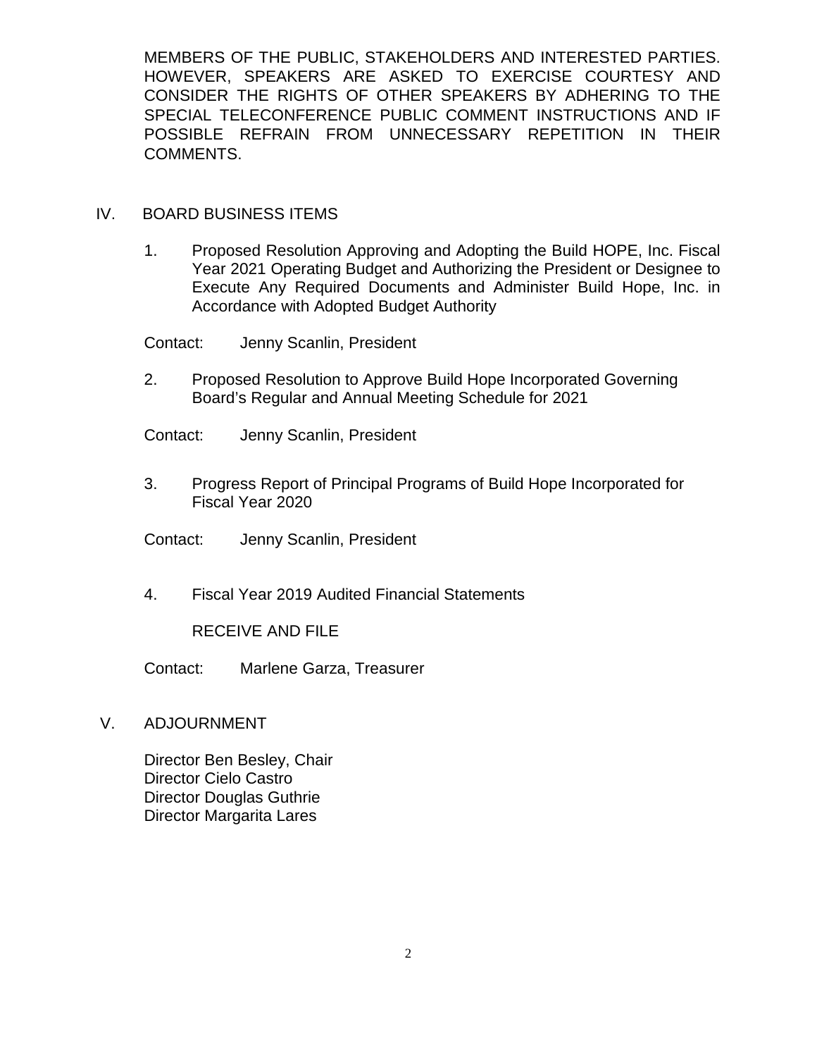MEMBERS OF THE PUBLIC, STAKEHOLDERS AND INTERESTED PARTIES. HOWEVER, SPEAKERS ARE ASKED TO EXERCISE COURTESY AND CONSIDER THE RIGHTS OF OTHER SPEAKERS BY ADHERING TO THE SPECIAL TELECONFERENCE PUBLIC COMMENT INSTRUCTIONS AND IF POSSIBLE REFRAIN FROM UNNECESSARY REPETITION IN THEIR COMMENTS.

## IV. BOARD BUSINESS ITEMS

1. Proposed Resolution Approving and Adopting the Build HOPE, Inc. Fiscal Year 2021 Operating Budget and Authorizing the President or Designee to Execute Any Required Documents and Administer Build Hope, Inc. in Accordance with Adopted Budget Authority

   Contact: Jenny Scanlin, President

2. Proposed Resolution to Approve Build Hope Incorporated Governing Board's Regular and Annual Meeting Schedule for 2021

   Contact: Jenny Scanlin, President

3. Progress Report of Principal Programs of Build Hope Incorporated for Fiscal Year 2020

   Contact: Jenny Scanlin, President

4. Fiscal Year 2019 Audited Financial Statements

   RECEIVE AND FILE

   Contact: Marlene Garza, Treasurer

## V. ADJOURNMENT

Director Ben Besley, Chair
Director Cielo Castro
Director Douglas Guthrie
Director Margarita Lares